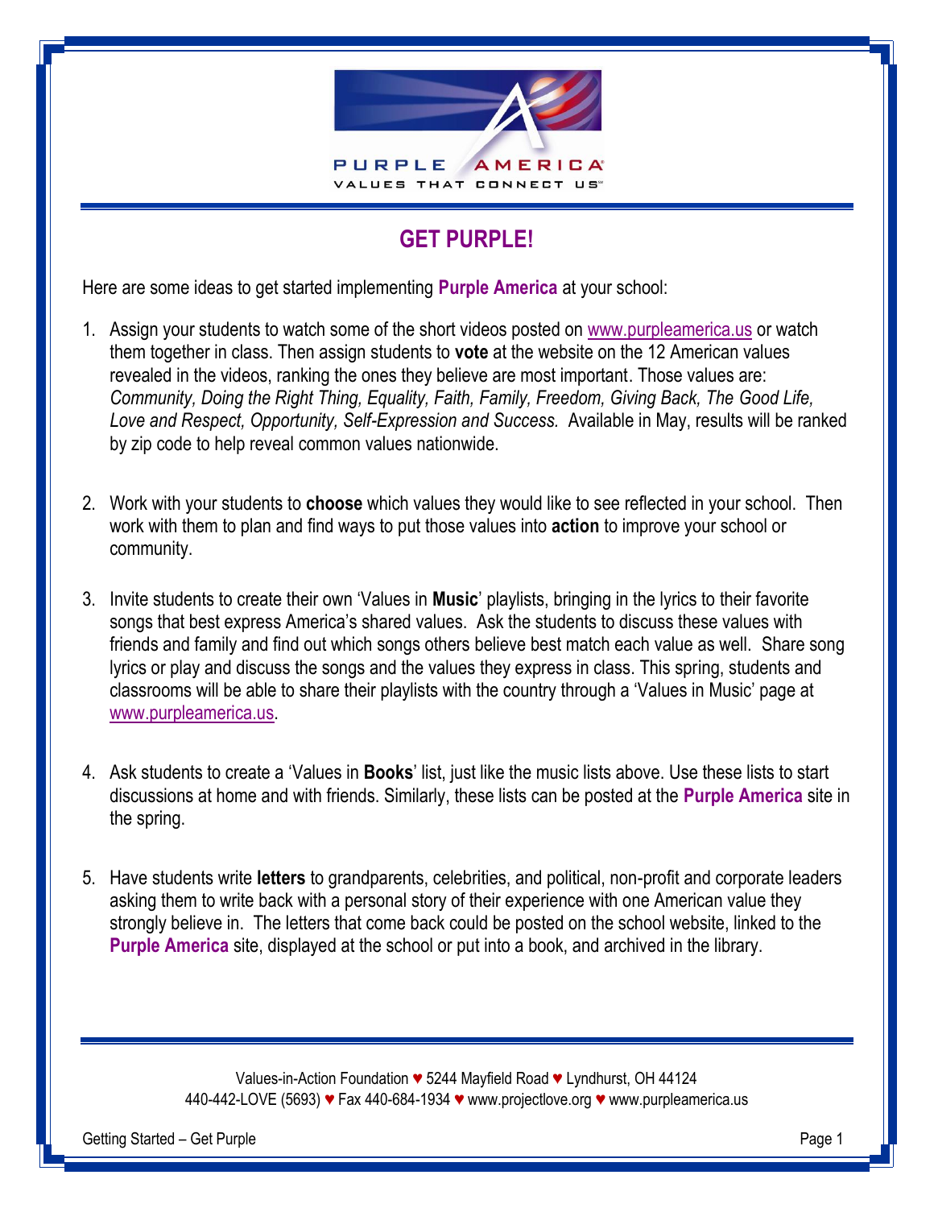PURPLE AMERICA
VALUES THAT CONNECT US℠

# GET PURPLE!

Here are some ideas to get started implementing **Purple America** at your school:

1. Assign your students to watch some of the short videos posted on www.purpleamerica.us or watch them together in class. Then assign students to **vote** at the website on the 12 American values revealed in the videos, ranking the ones they believe are most important. Those values are: *Community, Doing the Right Thing, Equality, Faith, Family, Freedom, Giving Back, The Good Life, Love and Respect, Opportunity, Self-Expression and Success.* Available in May, results will be ranked by zip code to help reveal common values nationwide.

2. Work with your students to **choose** which values they would like to see reflected in your school. Then work with them to plan and find ways to put those values into **action** to improve your school or community.

3. Invite students to create their own 'Values in **Music**' playlists, bringing in the lyrics to their favorite songs that best express America's shared values. Ask the students to discuss these values with friends and family and find out which songs others believe best match each value as well. Share song lyrics or play and discuss the songs and the values they express in class. This spring, students and classrooms will be able to share their playlists with the country through a 'Values in Music' page at www.purpleamerica.us.

4. Ask students to create a 'Values in **Books**' list, just like the music lists above. Use these lists to start discussions at home and with friends. Similarly, these lists can be posted at the **Purple America** site in the spring.

5. Have students write **letters** to grandparents, celebrities, and political, non-profit and corporate leaders asking them to write back with a personal story of their experience with one American value they strongly believe in. The letters that come back could be posted on the school website, linked to the **Purple America** site, displayed at the school or put into a book, and archived in the library.

Values-in-Action Foundation ♥ 5244 Mayfield Road ♥ Lyndhurst, OH 44124
440-442-LOVE (5693) ♥ Fax 440-684-1934 ♥ www.projectlove.org ♥ www.purpleamerica.us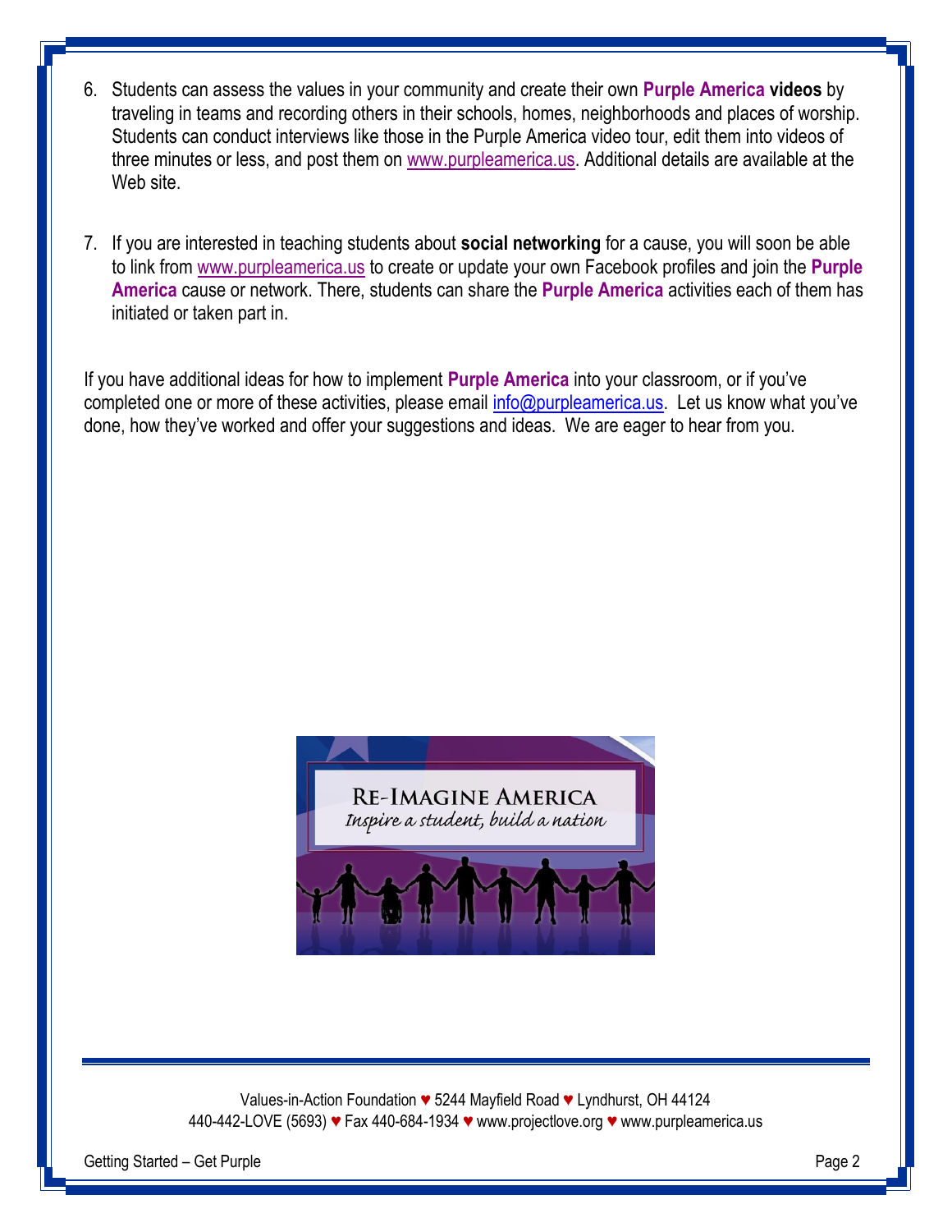6. Students can assess the values in your community and create their own **Purple America videos** by traveling in teams and recording others in their schools, homes, neighborhoods and places of worship. Students can conduct interviews like those in the Purple America video tour, edit them into videos of three minutes or less, and post them on www.purpleamerica.us. Additional details are available at the Web site.

7. If you are interested in teaching students about **social networking** for a cause, you will soon be able to link from www.purpleamerica.us to create or update your own Facebook profiles and join the **Purple America** cause or network. There, students can share the **Purple America** activities each of them has initiated or taken part in.

If you have additional ideas for how to implement **Purple America** into your classroom, or if you've completed one or more of these activities, please email info@purpleamerica.us. Let us know what you've done, how they've worked and offer your suggestions and ideas. We are eager to hear from you.

RE-IMAGINE AMERICA
*Inspire a student, build a nation*

Values-in-Action Foundation ♥ 5244 Mayfield Road ♥ Lyndhurst, OH 44124
440-442-LOVE (5693) ♥ Fax 440-684-1934 ♥ www.projectlove.org ♥ www.purpleamerica.us